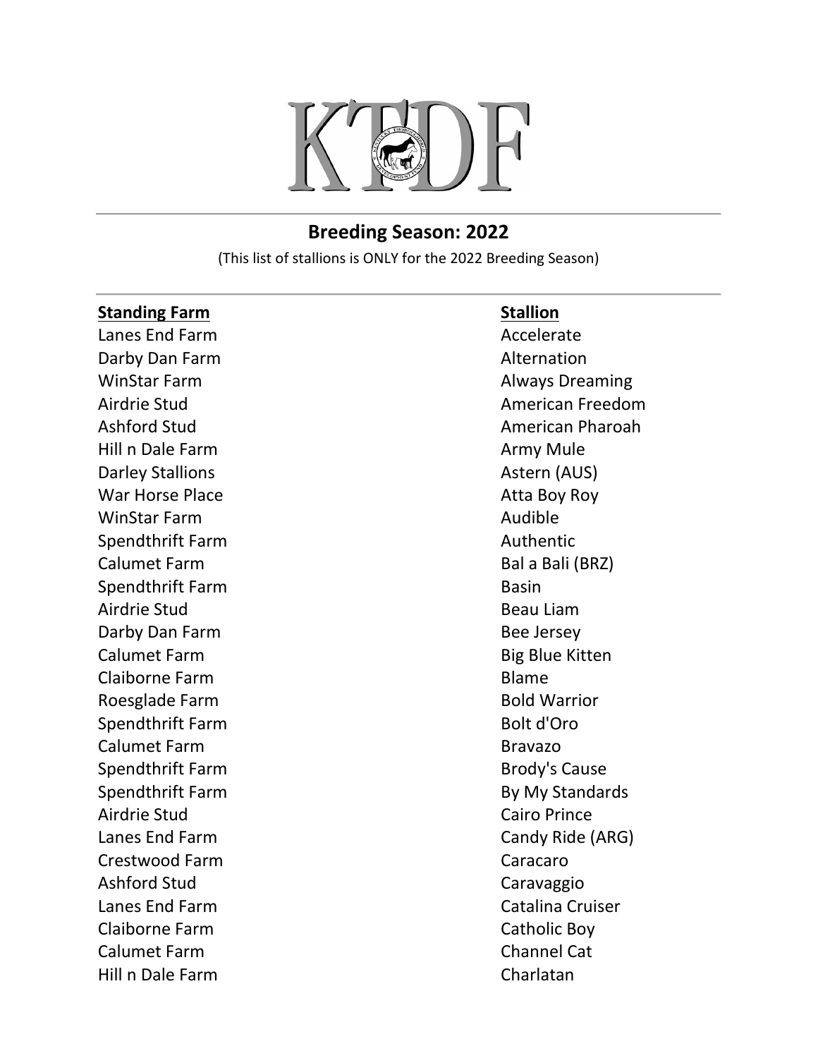# KTDF

## Breeding Season: 2022

(This list of stallions is ONLY for the 2022 Breeding Season)

| Standing Farm | Stallion |
|---|---|
| Lanes End Farm | Accelerate |
| Darby Dan Farm | Alternation |
| WinStar Farm | Always Dreaming |
| Airdrie Stud | American Freedom |
| Ashford Stud | American Pharoah |
| Hill n Dale Farm | Army Mule |
| Darley Stallions | Astern (AUS) |
| War Horse Place | Atta Boy Roy |
| WinStar Farm | Audible |
| Spendthrift Farm | Authentic |
| Calumet Farm | Bal a Bali (BRZ) |
| Spendthrift Farm | Basin |
| Airdrie Stud | Beau Liam |
| Darby Dan Farm | Bee Jersey |
| Calumet Farm | Big Blue Kitten |
| Claiborne Farm | Blame |
| Roesglade Farm | Bold Warrior |
| Spendthrift Farm | Bolt d'Oro |
| Calumet Farm | Bravazo |
| Spendthrift Farm | Brody's Cause |
| Spendthrift Farm | By My Standards |
| Airdrie Stud | Cairo Prince |
| Lanes End Farm | Candy Ride (ARG) |
| Crestwood Farm | Caracaro |
| Ashford Stud | Caravaggio |
| Lanes End Farm | Catalina Cruiser |
| Claiborne Farm | Catholic Boy |
| Calumet Farm | Channel Cat |
| Hill n Dale Farm | Charlatan |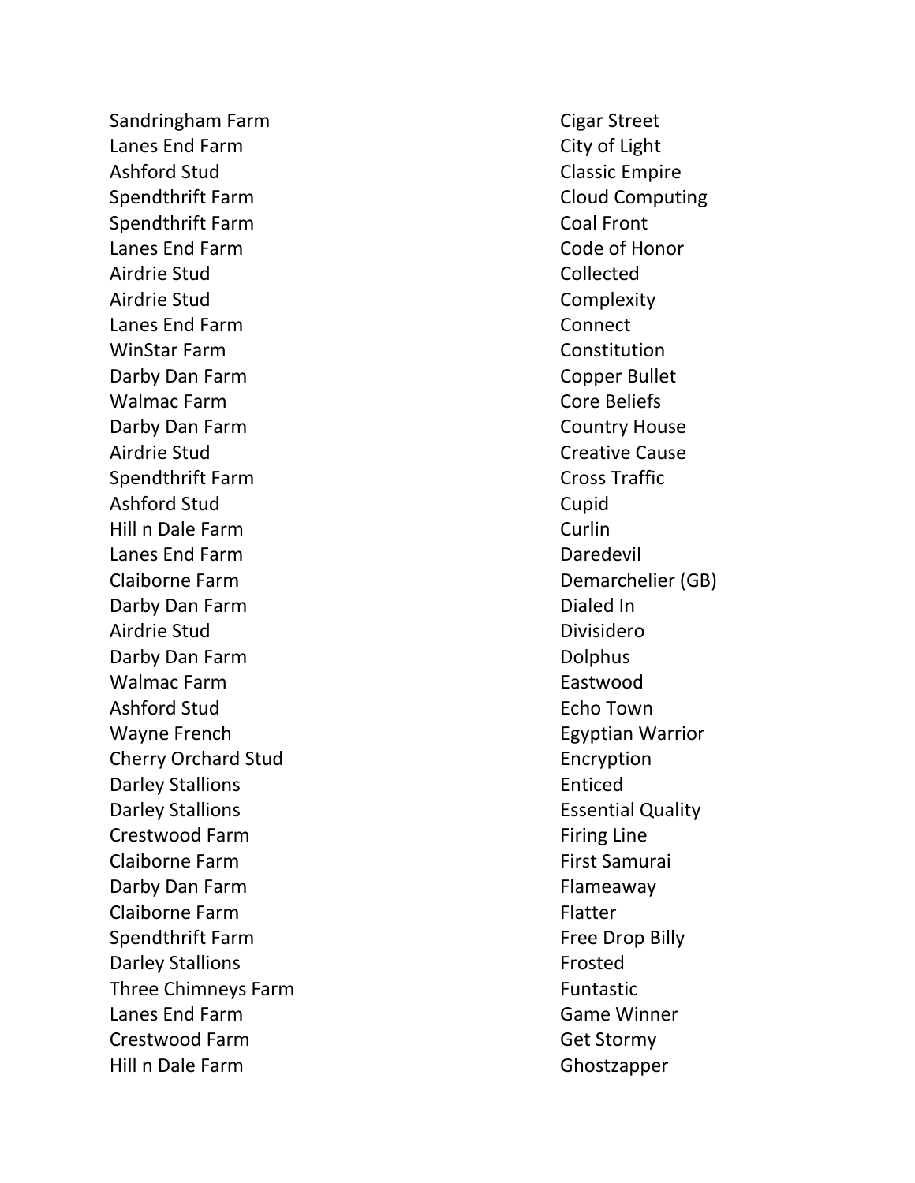| | |
|---|---|
| Sandringham Farm | Cigar Street |
| Lanes End Farm | City of Light |
| Ashford Stud | Classic Empire |
| Spendthrift Farm | Cloud Computing |
| Spendthrift Farm | Coal Front |
| Lanes End Farm | Code of Honor |
| Airdrie Stud | Collected |
| Airdrie Stud | Complexity |
| Lanes End Farm | Connect |
| WinStar Farm | Constitution |
| Darby Dan Farm | Copper Bullet |
| Walmac Farm | Core Beliefs |
| Darby Dan Farm | Country House |
| Airdrie Stud | Creative Cause |
| Spendthrift Farm | Cross Traffic |
| Ashford Stud | Cupid |
| Hill n Dale Farm | Curlin |
| Lanes End Farm | Daredevil |
| Claiborne Farm | Demarchelier (GB) |
| Darby Dan Farm | Dialed In |
| Airdrie Stud | Divisidero |
| Darby Dan Farm | Dolphus |
| Walmac Farm | Eastwood |
| Ashford Stud | Echo Town |
| Wayne French | Egyptian Warrior |
| Cherry Orchard Stud | Encryption |
| Darley Stallions | Enticed |
| Darley Stallions | Essential Quality |
| Crestwood Farm | Firing Line |
| Claiborne Farm | First Samurai |
| Darby Dan Farm | Flameaway |
| Claiborne Farm | Flatter |
| Spendthrift Farm | Free Drop Billy |
| Darley Stallions | Frosted |
| Three Chimneys Farm | Funtastic |
| Lanes End Farm | Game Winner |
| Crestwood Farm | Get Stormy |
| Hill n Dale Farm | Ghostzapper |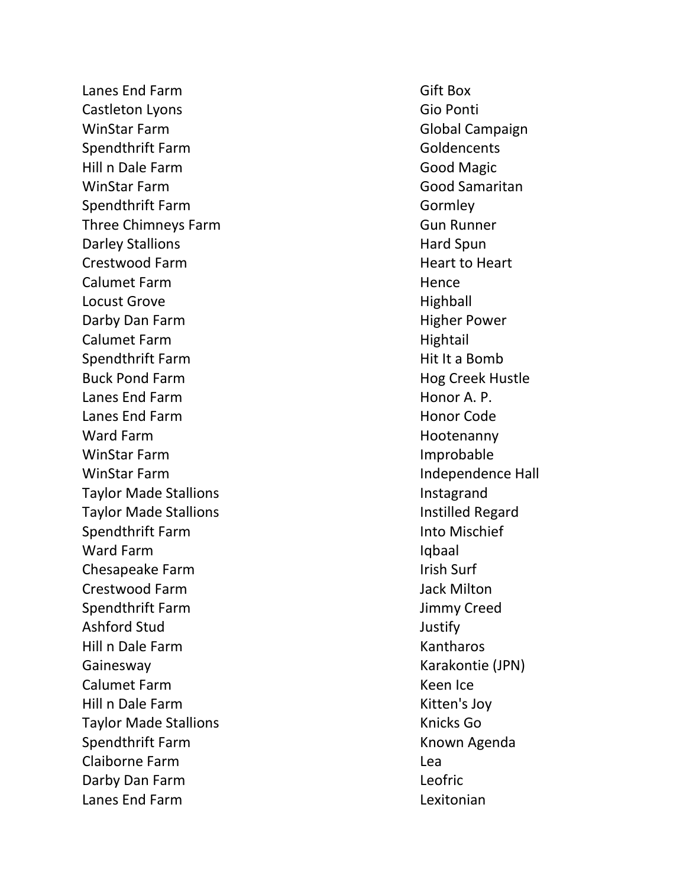| | |
|---|---|
| Lanes End Farm | Gift Box |
| Castleton Lyons | Gio Ponti |
| WinStar Farm | Global Campaign |
| Spendthrift Farm | Goldencents |
| Hill n Dale Farm | Good Magic |
| WinStar Farm | Good Samaritan |
| Spendthrift Farm | Gormley |
| Three Chimneys Farm | Gun Runner |
| Darley Stallions | Hard Spun |
| Crestwood Farm | Heart to Heart |
| Calumet Farm | Hence |
| Locust Grove | Highball |
| Darby Dan Farm | Higher Power |
| Calumet Farm | Hightail |
| Spendthrift Farm | Hit It a Bomb |
| Buck Pond Farm | Hog Creek Hustle |
| Lanes End Farm | Honor A. P. |
| Lanes End Farm | Honor Code |
| Ward Farm | Hootenanny |
| WinStar Farm | Improbable |
| WinStar Farm | Independence Hall |
| Taylor Made Stallions | Instagrand |
| Taylor Made Stallions | Instilled Regard |
| Spendthrift Farm | Into Mischief |
| Ward Farm | Iqbaal |
| Chesapeake Farm | Irish Surf |
| Crestwood Farm | Jack Milton |
| Spendthrift Farm | Jimmy Creed |
| Ashford Stud | Justify |
| Hill n Dale Farm | Kantharos |
| Gainesway | Karakontie (JPN) |
| Calumet Farm | Keen Ice |
| Hill n Dale Farm | Kitten's Joy |
| Taylor Made Stallions | Knicks Go |
| Spendthrift Farm | Known Agenda |
| Claiborne Farm | Lea |
| Darby Dan Farm | Leofric |
| Lanes End Farm | Lexitonian |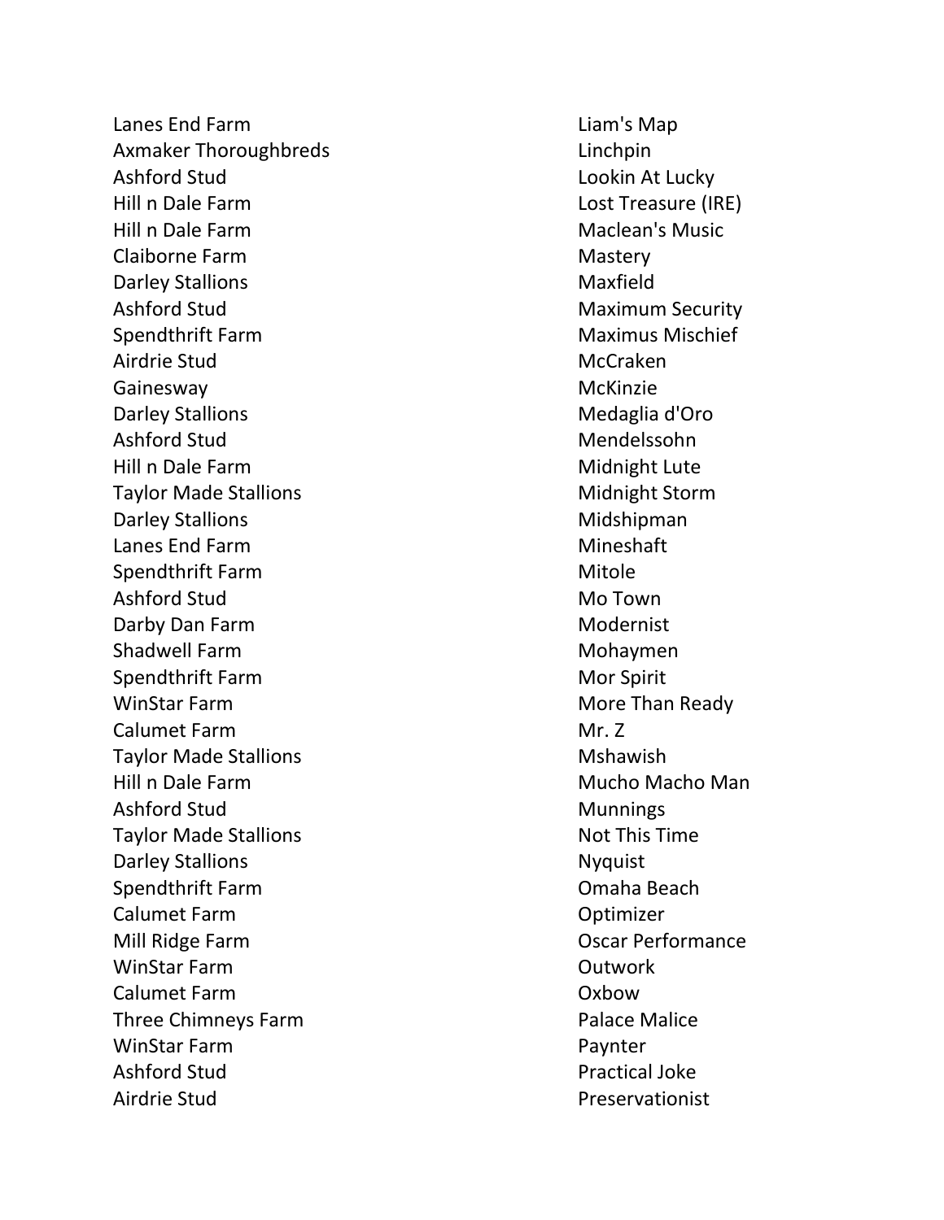| | |
|---|---|
| Lanes End Farm | Liam's Map |
| Axmaker Thoroughbreds | Linchpin |
| Ashford Stud | Lookin At Lucky |
| Hill n Dale Farm | Lost Treasure (IRE) |
| Hill n Dale Farm | Maclean's Music |
| Claiborne Farm | Mastery |
| Darley Stallions | Maxfield |
| Ashford Stud | Maximum Security |
| Spendthrift Farm | Maximus Mischief |
| Airdrie Stud | McCraken |
| Gainesway | McKinzie |
| Darley Stallions | Medaglia d'Oro |
| Ashford Stud | Mendelssohn |
| Hill n Dale Farm | Midnight Lute |
| Taylor Made Stallions | Midnight Storm |
| Darley Stallions | Midshipman |
| Lanes End Farm | Mineshaft |
| Spendthrift Farm | Mitole |
| Ashford Stud | Mo Town |
| Darby Dan Farm | Modernist |
| Shadwell Farm | Mohaymen |
| Spendthrift Farm | Mor Spirit |
| WinStar Farm | More Than Ready |
| Calumet Farm | Mr. Z |
| Taylor Made Stallions | Mshawish |
| Hill n Dale Farm | Mucho Macho Man |
| Ashford Stud | Munnings |
| Taylor Made Stallions | Not This Time |
| Darley Stallions | Nyquist |
| Spendthrift Farm | Omaha Beach |
| Calumet Farm | Optimizer |
| Mill Ridge Farm | Oscar Performance |
| WinStar Farm | Outwork |
| Calumet Farm | Oxbow |
| Three Chimneys Farm | Palace Malice |
| WinStar Farm | Paynter |
| Ashford Stud | Practical Joke |
| Airdrie Stud | Preservationist |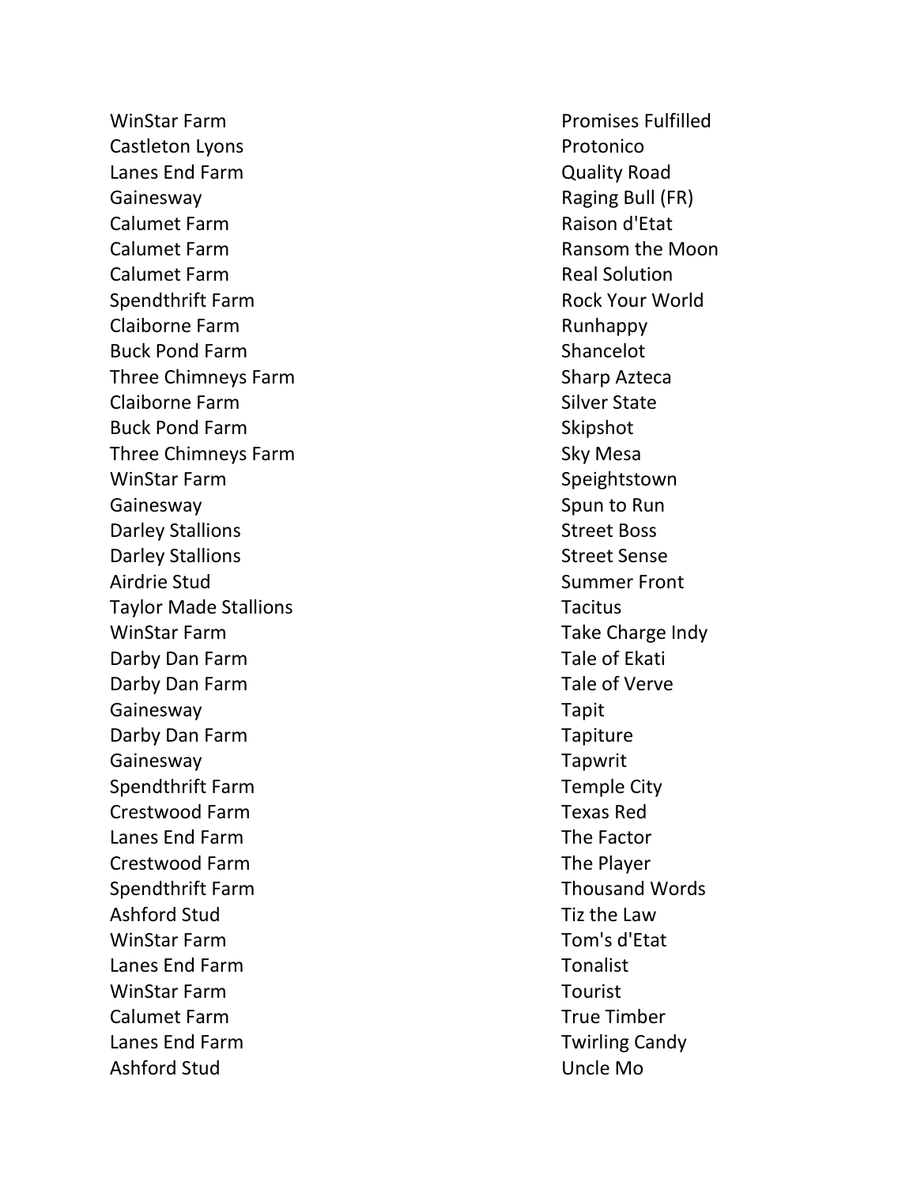| | |
|---|---|
| WinStar Farm | Promises Fulfilled |
| Castleton Lyons | Protonico |
| Lanes End Farm | Quality Road |
| Gainesway | Raging Bull (FR) |
| Calumet Farm | Raison d'Etat |
| Calumet Farm | Ransom the Moon |
| Calumet Farm | Real Solution |
| Spendthrift Farm | Rock Your World |
| Claiborne Farm | Runhappy |
| Buck Pond Farm | Shancelot |
| Three Chimneys Farm | Sharp Azteca |
| Claiborne Farm | Silver State |
| Buck Pond Farm | Skipshot |
| Three Chimneys Farm | Sky Mesa |
| WinStar Farm | Speightstown |
| Gainesway | Spun to Run |
| Darley Stallions | Street Boss |
| Darley Stallions | Street Sense |
| Airdrie Stud | Summer Front |
| Taylor Made Stallions | Tacitus |
| WinStar Farm | Take Charge Indy |
| Darby Dan Farm | Tale of Ekati |
| Darby Dan Farm | Tale of Verve |
| Gainesway | Tapit |
| Darby Dan Farm | Tapiture |
| Gainesway | Tapwrit |
| Spendthrift Farm | Temple City |
| Crestwood Farm | Texas Red |
| Lanes End Farm | The Factor |
| Crestwood Farm | The Player |
| Spendthrift Farm | Thousand Words |
| Ashford Stud | Tiz the Law |
| WinStar Farm | Tom's d'Etat |
| Lanes End Farm | Tonalist |
| WinStar Farm | Tourist |
| Calumet Farm | True Timber |
| Lanes End Farm | Twirling Candy |
| Ashford Stud | Uncle Mo |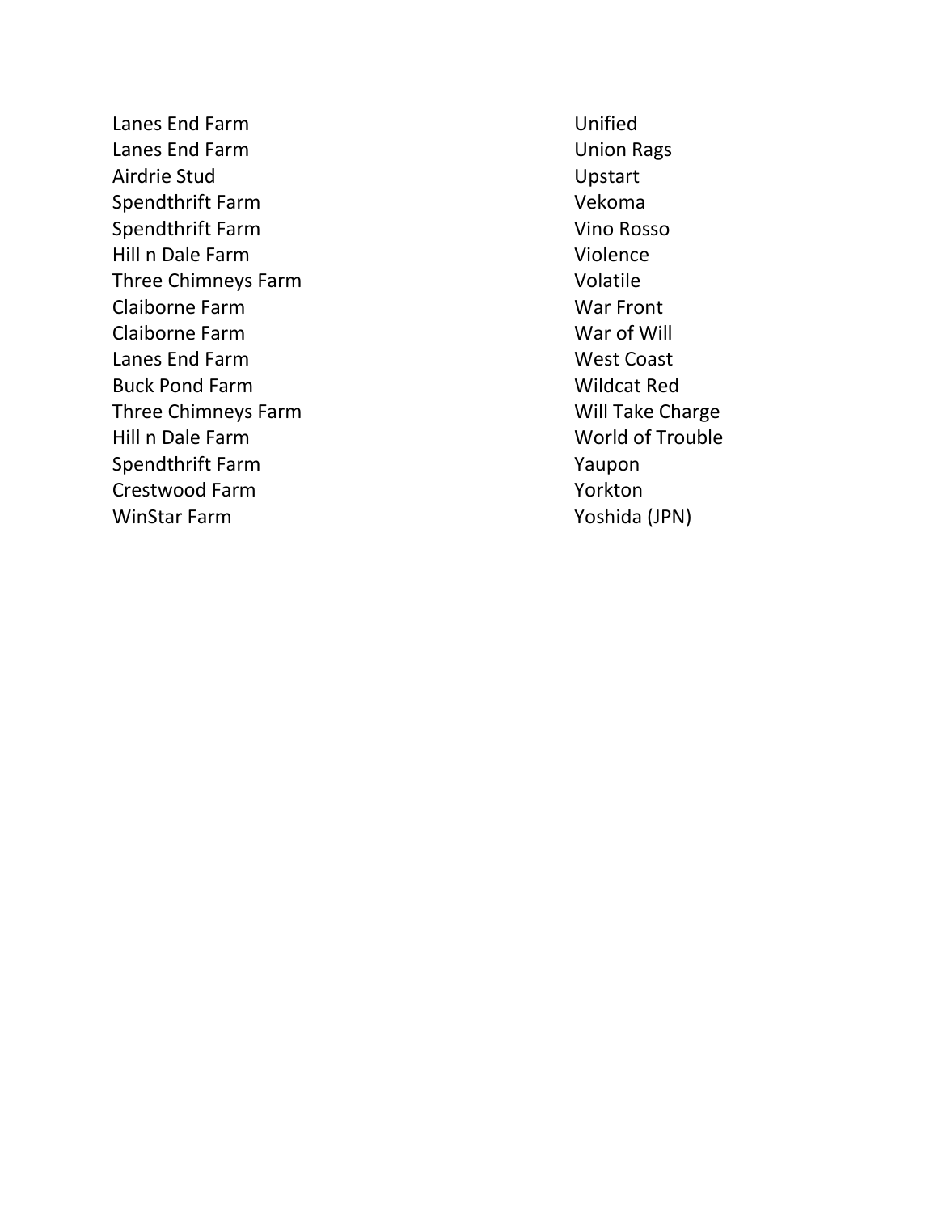| | |
|---|---|
| Lanes End Farm | Unified |
| Lanes End Farm | Union Rags |
| Airdrie Stud | Upstart |
| Spendthrift Farm | Vekoma |
| Spendthrift Farm | Vino Rosso |
| Hill n Dale Farm | Violence |
| Three Chimneys Farm | Volatile |
| Claiborne Farm | War Front |
| Claiborne Farm | War of Will |
| Lanes End Farm | West Coast |
| Buck Pond Farm | Wildcat Red |
| Three Chimneys Farm | Will Take Charge |
| Hill n Dale Farm | World of Trouble |
| Spendthrift Farm | Yaupon |
| Crestwood Farm | Yorkton |
| WinStar Farm | Yoshida (JPN) |